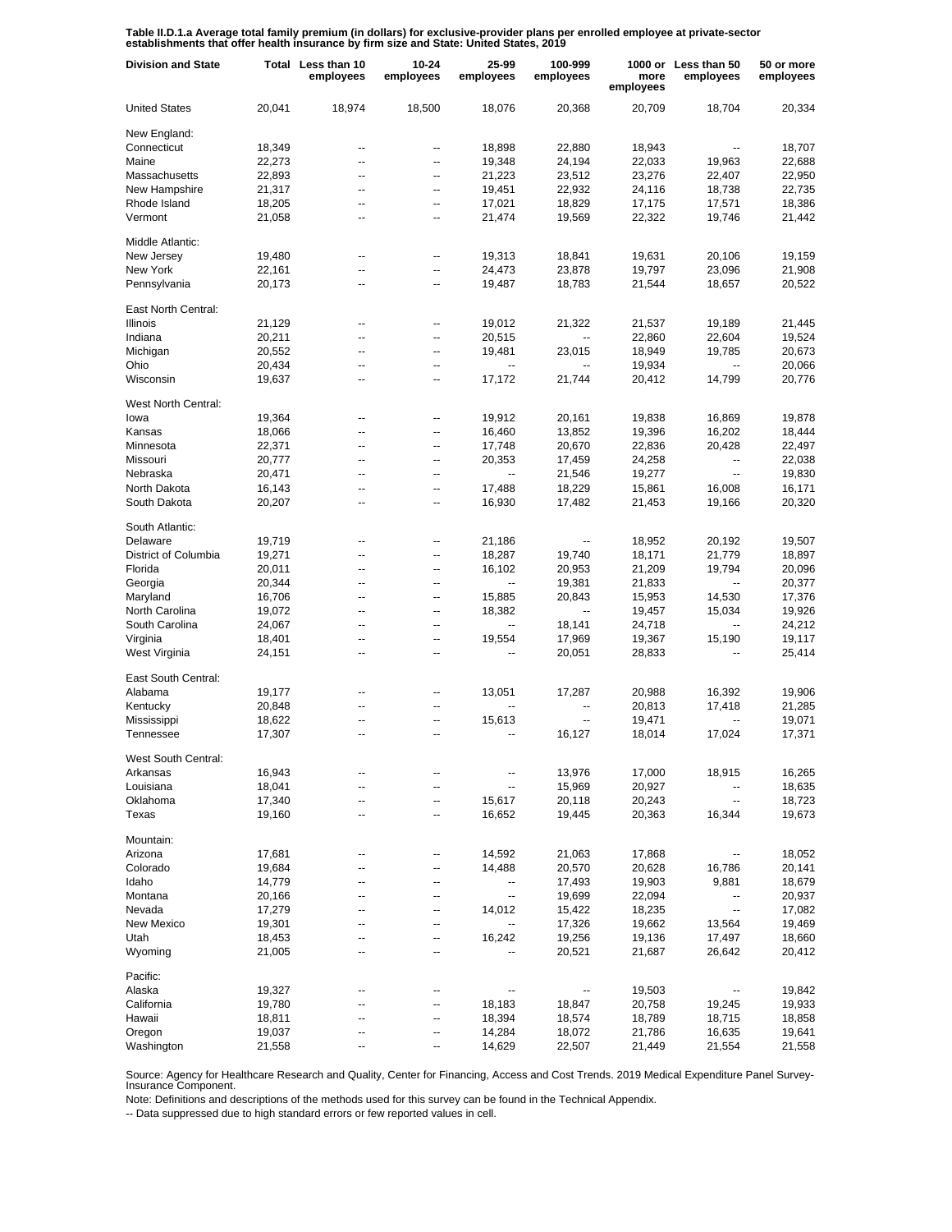**Table II.D.1.a Average total family premium (in dollars) for exclusive-provider plans per enrolled employee at private-sector establishments that offer health insurance by firm size and State: United States, 2019**

| Division and State | Total | Less than 10 employees | 10-24 employees | 25-99 employees | 100-999 employees | 1000 or more employees | Less than 50 employees | 50 or more employees |
|---|---|---|---|---|---|---|---|---|
| United States | 20,041 | 18,974 | 18,500 | 18,076 | 20,368 | 20,709 | 18,704 | 20,334 |
| New England: | | | | | | | | |
| Connecticut | 18,349 | -- | -- | 18,898 | 22,880 | 18,943 | -- | 18,707 |
| Maine | 22,273 | -- | -- | 19,348 | 24,194 | 22,033 | 19,963 | 22,688 |
| Massachusetts | 22,893 | -- | -- | 21,223 | 23,512 | 23,276 | 22,407 | 22,950 |
| New Hampshire | 21,317 | -- | -- | 19,451 | 22,932 | 24,116 | 18,738 | 22,735 |
| Rhode Island | 18,205 | -- | -- | 17,021 | 18,829 | 17,175 | 17,571 | 18,386 |
| Vermont | 21,058 | -- | -- | 21,474 | 19,569 | 22,322 | 19,746 | 21,442 |
| Middle Atlantic: | | | | | | | | |
| New Jersey | 19,480 | -- | -- | 19,313 | 18,841 | 19,631 | 20,106 | 19,159 |
| New York | 22,161 | -- | -- | 24,473 | 23,878 | 19,797 | 23,096 | 21,908 |
| Pennsylvania | 20,173 | -- | -- | 19,487 | 18,783 | 21,544 | 18,657 | 20,522 |
| East North Central: | | | | | | | | |
| Illinois | 21,129 | -- | -- | 19,012 | 21,322 | 21,537 | 19,189 | 21,445 |
| Indiana | 20,211 | -- | -- | 20,515 | -- | 22,860 | 22,604 | 19,524 |
| Michigan | 20,552 | -- | -- | 19,481 | 23,015 | 18,949 | 19,785 | 20,673 |
| Ohio | 20,434 | -- | -- | -- | -- | 19,934 | -- | 20,066 |
| Wisconsin | 19,637 | -- | -- | 17,172 | 21,744 | 20,412 | 14,799 | 20,776 |
| West North Central: | | | | | | | | |
| Iowa | 19,364 | -- | -- | 19,912 | 20,161 | 19,838 | 16,869 | 19,878 |
| Kansas | 18,066 | -- | -- | 16,460 | 13,852 | 19,396 | 16,202 | 18,444 |
| Minnesota | 22,371 | -- | -- | 17,748 | 20,670 | 22,836 | 20,428 | 22,497 |
| Missouri | 20,777 | -- | -- | 20,353 | 17,459 | 24,258 | -- | 22,038 |
| Nebraska | 20,471 | -- | -- | -- | 21,546 | 19,277 | -- | 19,830 |
| North Dakota | 16,143 | -- | -- | 17,488 | 18,229 | 15,861 | 16,008 | 16,171 |
| South Dakota | 20,207 | -- | -- | 16,930 | 17,482 | 21,453 | 19,166 | 20,320 |
| South Atlantic: | | | | | | | | |
| Delaware | 19,719 | -- | -- | 21,186 | -- | 18,952 | 20,192 | 19,507 |
| District of Columbia | 19,271 | -- | -- | 18,287 | 19,740 | 18,171 | 21,779 | 18,897 |
| Florida | 20,011 | -- | -- | 16,102 | 20,953 | 21,209 | 19,794 | 20,096 |
| Georgia | 20,344 | -- | -- | -- | 19,381 | 21,833 | -- | 20,377 |
| Maryland | 16,706 | -- | -- | 15,885 | 20,843 | 15,953 | 14,530 | 17,376 |
| North Carolina | 19,072 | -- | -- | 18,382 | -- | 19,457 | 15,034 | 19,926 |
| South Carolina | 24,067 | -- | -- | -- | 18,141 | 24,718 | -- | 24,212 |
| Virginia | 18,401 | -- | -- | 19,554 | 17,969 | 19,367 | 15,190 | 19,117 |
| West Virginia | 24,151 | -- | -- | -- | 20,051 | 28,833 | -- | 25,414 |
| East South Central: | | | | | | | | |
| Alabama | 19,177 | -- | -- | 13,051 | 17,287 | 20,988 | 16,392 | 19,906 |
| Kentucky | 20,848 | -- | -- | -- | -- | 20,813 | 17,418 | 21,285 |
| Mississippi | 18,622 | -- | -- | 15,613 | -- | 19,471 | -- | 19,071 |
| Tennessee | 17,307 | -- | -- | -- | 16,127 | 18,014 | 17,024 | 17,371 |
| West South Central: | | | | | | | | |
| Arkansas | 16,943 | -- | -- | -- | 13,976 | 17,000 | 18,915 | 16,265 |
| Louisiana | 18,041 | -- | -- | -- | 15,969 | 20,927 | -- | 18,635 |
| Oklahoma | 17,340 | -- | -- | 15,617 | 20,118 | 20,243 | -- | 18,723 |
| Texas | 19,160 | -- | -- | 16,652 | 19,445 | 20,363 | 16,344 | 19,673 |
| Mountain: | | | | | | | | |
| Arizona | 17,681 | -- | -- | 14,592 | 21,063 | 17,868 | -- | 18,052 |
| Colorado | 19,684 | -- | -- | 14,488 | 20,570 | 20,628 | 16,786 | 20,141 |
| Idaho | 14,779 | -- | -- | -- | 17,493 | 19,903 | 9,881 | 18,679 |
| Montana | 20,166 | -- | -- | -- | 19,699 | 22,094 | -- | 20,937 |
| Nevada | 17,279 | -- | -- | 14,012 | 15,422 | 18,235 | -- | 17,082 |
| New Mexico | 19,301 | -- | -- | -- | 17,326 | 19,662 | 13,564 | 19,469 |
| Utah | 18,453 | -- | -- | 16,242 | 19,256 | 19,136 | 17,497 | 18,660 |
| Wyoming | 21,005 | -- | -- | -- | 20,521 | 21,687 | 26,642 | 20,412 |
| Pacific: | | | | | | | | |
| Alaska | 19,327 | -- | -- | -- | -- | 19,503 | -- | 19,842 |
| California | 19,780 | -- | -- | 18,183 | 18,847 | 20,758 | 19,245 | 19,933 |
| Hawaii | 18,811 | -- | -- | 18,394 | 18,574 | 18,789 | 18,715 | 18,858 |
| Oregon | 19,037 | -- | -- | 14,284 | 18,072 | 21,786 | 16,635 | 19,641 |
| Washington | 21,558 | -- | -- | 14,629 | 22,507 | 21,449 | 21,554 | 21,558 |

Source: Agency for Healthcare Research and Quality, Center for Financing, Access and Cost Trends. 2019 Medical Expenditure Panel Survey-Insurance Component.

Note: Definitions and descriptions of the methods used for this survey can be found in the Technical Appendix.

-- Data suppressed due to high standard errors or few reported values in cell.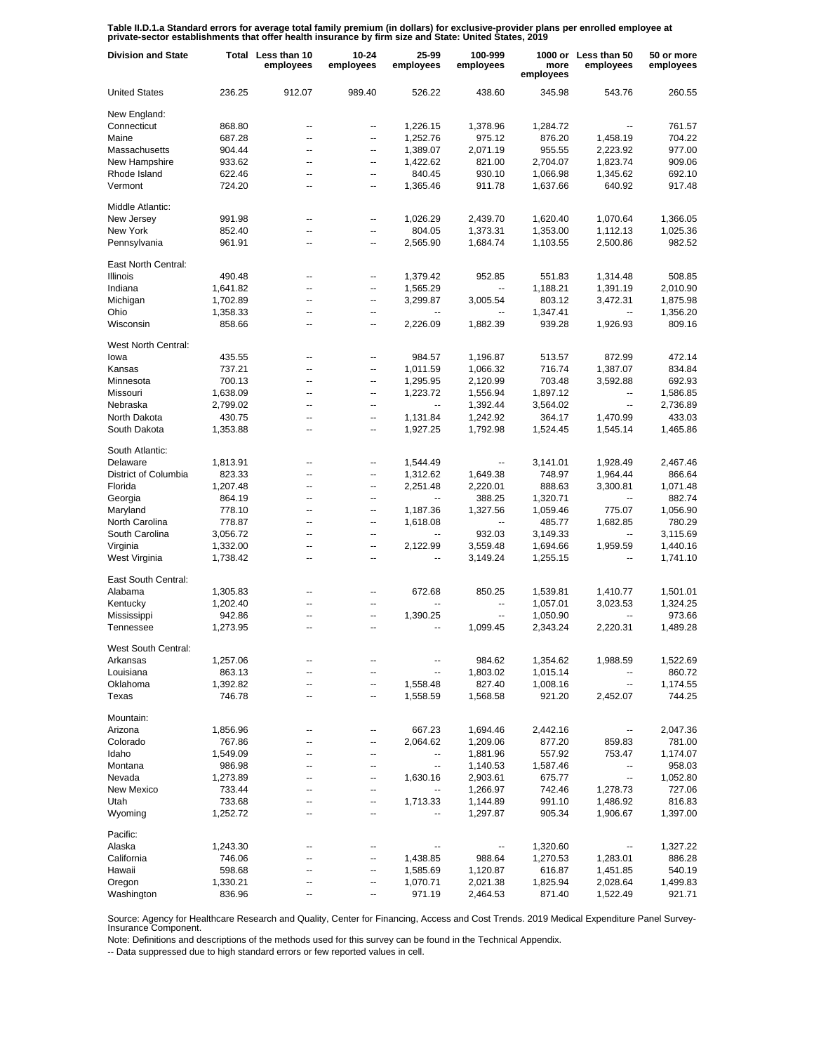**Table II.D.1.a Standard errors for average total family premium (in dollars) for exclusive-provider plans per enrolled employee at private-sector establishments that offer health insurance by firm size and State: United States, 2019**

| Division and State | Total | Less than 10 employees | 10-24 employees | 25-99 employees | 100-999 employees | 1000 or more employees | Less than 50 employees | 50 or more employees |
|---|---|---|---|---|---|---|---|---|
| United States | 236.25 | 912.07 | 989.40 | 526.22 | 438.60 | 345.98 | 543.76 | 260.55 |
| New England: | | | | | | | | |
| Connecticut | 868.80 | -- | -- | 1,226.15 | 1,378.96 | 1,284.72 | -- | 761.57 |
| Maine | 687.28 | -- | -- | 1,252.76 | 975.12 | 876.20 | 1,458.19 | 704.22 |
| Massachusetts | 904.44 | -- | -- | 1,389.07 | 2,071.19 | 955.55 | 2,223.92 | 977.00 |
| New Hampshire | 933.62 | -- | -- | 1,422.62 | 821.00 | 2,704.07 | 1,823.74 | 909.06 |
| Rhode Island | 622.46 | -- | -- | 840.45 | 930.10 | 1,066.98 | 1,345.62 | 692.10 |
| Vermont | 724.20 | -- | -- | 1,365.46 | 911.78 | 1,637.66 | 640.92 | 917.48 |
| Middle Atlantic: | | | | | | | | |
| New Jersey | 991.98 | -- | -- | 1,026.29 | 2,439.70 | 1,620.40 | 1,070.64 | 1,366.05 |
| New York | 852.40 | -- | -- | 804.05 | 1,373.31 | 1,353.00 | 1,112.13 | 1,025.36 |
| Pennsylvania | 961.91 | -- | -- | 2,565.90 | 1,684.74 | 1,103.55 | 2,500.86 | 982.52 |
| East North Central: | | | | | | | | |
| Illinois | 490.48 | -- | -- | 1,379.42 | 952.85 | 551.83 | 1,314.48 | 508.85 |
| Indiana | 1,641.82 | -- | -- | 1,565.29 | -- | 1,188.21 | 1,391.19 | 2,010.90 |
| Michigan | 1,702.89 | -- | -- | 3,299.87 | 3,005.54 | 803.12 | 3,472.31 | 1,875.98 |
| Ohio | 1,358.33 | -- | -- | -- | -- | 1,347.41 | -- | 1,356.20 |
| Wisconsin | 858.66 | -- | -- | 2,226.09 | 1,882.39 | 939.28 | 1,926.93 | 809.16 |
| West North Central: | | | | | | | | |
| Iowa | 435.55 | -- | -- | 984.57 | 1,196.87 | 513.57 | 872.99 | 472.14 |
| Kansas | 737.21 | -- | -- | 1,011.59 | 1,066.32 | 716.74 | 1,387.07 | 834.84 |
| Minnesota | 700.13 | -- | -- | 1,295.95 | 2,120.99 | 703.48 | 3,592.88 | 692.93 |
| Missouri | 1,638.09 | -- | -- | 1,223.72 | 1,556.94 | 1,897.12 | -- | 1,586.85 |
| Nebraska | 2,799.02 | -- | -- | -- | 1,392.44 | 3,564.02 | -- | 2,736.89 |
| North Dakota | 430.75 | -- | -- | 1,131.84 | 1,242.92 | 364.17 | 1,470.99 | 433.03 |
| South Dakota | 1,353.88 | -- | -- | 1,927.25 | 1,792.98 | 1,524.45 | 1,545.14 | 1,465.86 |
| South Atlantic: | | | | | | | | |
| Delaware | 1,813.91 | -- | -- | 1,544.49 | -- | 3,141.01 | 1,928.49 | 2,467.46 |
| District of Columbia | 823.33 | -- | -- | 1,312.62 | 1,649.38 | 748.97 | 1,964.44 | 866.64 |
| Florida | 1,207.48 | -- | -- | 2,251.48 | 2,220.01 | 888.63 | 3,300.81 | 1,071.48 |
| Georgia | 864.19 | -- | -- | -- | 388.25 | 1,320.71 | -- | 882.74 |
| Maryland | 778.10 | -- | -- | 1,187.36 | 1,327.56 | 1,059.46 | 775.07 | 1,056.90 |
| North Carolina | 778.87 | -- | -- | 1,618.08 | -- | 485.77 | 1,682.85 | 780.29 |
| South Carolina | 3,056.72 | -- | -- | -- | 932.03 | 3,149.33 | -- | 3,115.69 |
| Virginia | 1,332.00 | -- | -- | 2,122.99 | 3,559.48 | 1,694.66 | 1,959.59 | 1,440.16 |
| West Virginia | 1,738.42 | -- | -- | -- | 3,149.24 | 1,255.15 | -- | 1,741.10 |
| East South Central: | | | | | | | | |
| Alabama | 1,305.83 | -- | -- | 672.68 | 850.25 | 1,539.81 | 1,410.77 | 1,501.01 |
| Kentucky | 1,202.40 | -- | -- | -- | -- | 1,057.01 | 3,023.53 | 1,324.25 |
| Mississippi | 942.86 | -- | -- | 1,390.25 | -- | 1,050.90 | -- | 973.66 |
| Tennessee | 1,273.95 | -- | -- | -- | 1,099.45 | 2,343.24 | 2,220.31 | 1,489.28 |
| West South Central: | | | | | | | | |
| Arkansas | 1,257.06 | -- | -- | -- | 984.62 | 1,354.62 | 1,988.59 | 1,522.69 |
| Louisiana | 863.13 | -- | -- | -- | 1,803.02 | 1,015.14 | -- | 860.72 |
| Oklahoma | 1,392.82 | -- | -- | 1,558.48 | 827.40 | 1,008.16 | -- | 1,174.55 |
| Texas | 746.78 | -- | -- | 1,558.59 | 1,568.58 | 921.20 | 2,452.07 | 744.25 |
| Mountain: | | | | | | | | |
| Arizona | 1,856.96 | -- | -- | 667.23 | 1,694.46 | 2,442.16 | -- | 2,047.36 |
| Colorado | 767.86 | -- | -- | 2,064.62 | 1,209.06 | 877.20 | 859.83 | 781.00 |
| Idaho | 1,549.09 | -- | -- | -- | 1,881.96 | 557.92 | 753.47 | 1,174.07 |
| Montana | 986.98 | -- | -- | -- | 1,140.53 | 1,587.46 | -- | 958.03 |
| Nevada | 1,273.89 | -- | -- | 1,630.16 | 2,903.61 | 675.77 | -- | 1,052.80 |
| New Mexico | 733.44 | -- | -- | -- | 1,266.97 | 742.46 | 1,278.73 | 727.06 |
| Utah | 733.68 | -- | -- | 1,713.33 | 1,144.89 | 991.10 | 1,486.92 | 816.83 |
| Wyoming | 1,252.72 | -- | -- | -- | 1,297.87 | 905.34 | 1,906.67 | 1,397.00 |
| Pacific: | | | | | | | | |
| Alaska | 1,243.30 | -- | -- | -- | -- | 1,320.60 | -- | 1,327.22 |
| California | 746.06 | -- | -- | 1,438.85 | 988.64 | 1,270.53 | 1,283.01 | 886.28 |
| Hawaii | 598.68 | -- | -- | 1,585.69 | 1,120.87 | 616.87 | 1,451.85 | 540.19 |
| Oregon | 1,330.21 | -- | -- | 1,070.71 | 2,021.38 | 1,825.94 | 2,028.64 | 1,499.83 |
| Washington | 836.96 | -- | -- | 971.19 | 2,464.53 | 871.40 | 1,522.49 | 921.71 |

Source: Agency for Healthcare Research and Quality, Center for Financing, Access and Cost Trends. 2019 Medical Expenditure Panel Survey-Insurance Component.

Note: Definitions and descriptions of the methods used for this survey can be found in the Technical Appendix.

-- Data suppressed due to high standard errors or few reported values in cell.